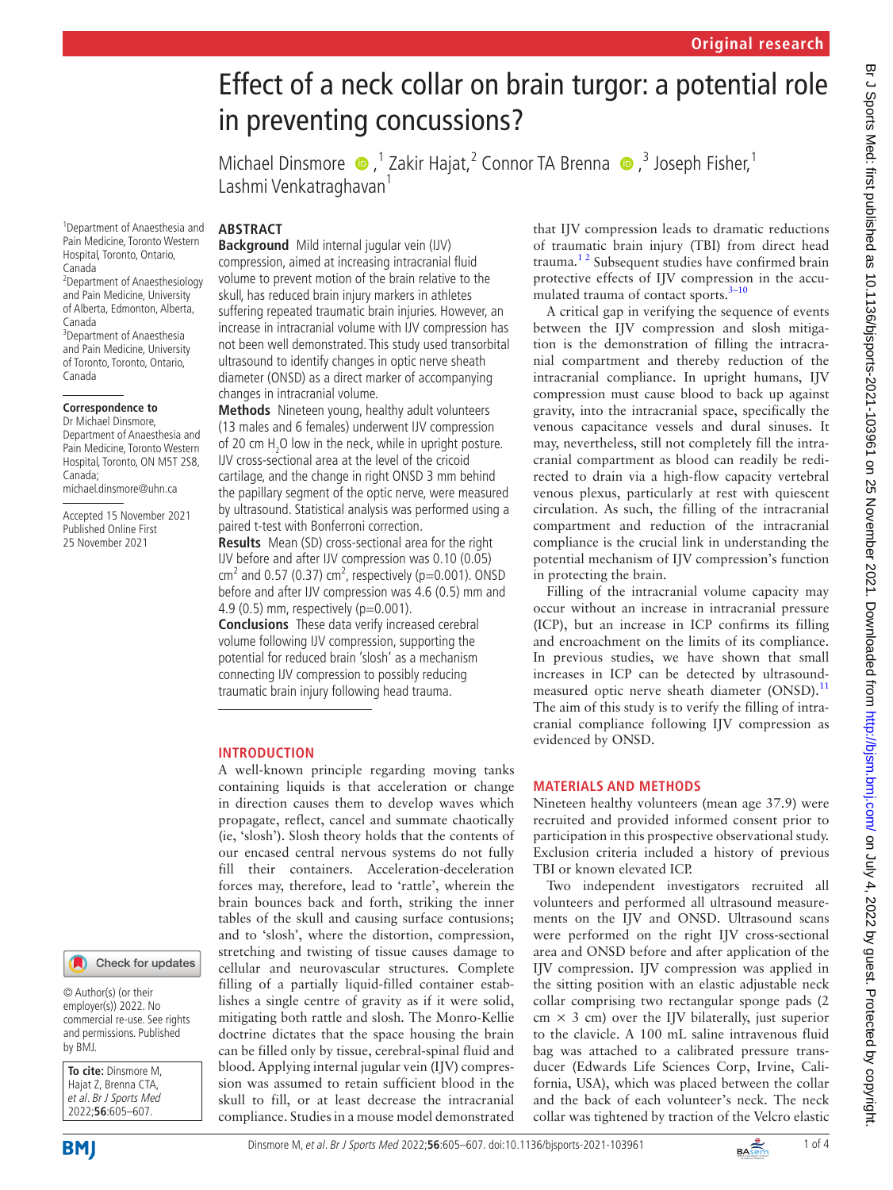Original research

# Effect of a neck collar on brain turgor: a potential role in preventing concussions?

Michael Dinsmore,[1] Zakir Hajat,[2] Connor TA Brenna,[3] Joseph Fisher,[1] Lashmi Venkatraghavan[1]

[1]Department of Anaesthesia and Pain Medicine, Toronto Western Hospital, Toronto, Ontario, Canada
[2]Department of Anaesthesiology and Pain Medicine, University of Alberta, Edmonton, Alberta, Canada
[3]Department of Anaesthesia and Pain Medicine, University of Toronto, Toronto, Ontario, Canada

**Correspondence to**
Dr Michael Dinsmore, Department of Anaesthesia and Pain Medicine, Toronto Western Hospital, Toronto, ON M5T 2S8, Canada; michael.dinsmore@uhn.ca

Accepted 15 November 2021
Published Online First 25 November 2021

© Author(s) (or their employer(s)) 2022. No commercial re-use. See rights and permissions. Published by BMJ.

**To cite:** Dinsmore M, Hajat Z, Brenna CTA, *et al. Br J Sports Med* 2022;**56**:605–607.

## ABSTRACT

**Background** Mild internal jugular vein (IJV) compression, aimed at increasing intracranial fluid volume to prevent motion of the brain relative to the skull, has reduced brain injury markers in athletes suffering repeated traumatic brain injuries. However, an increase in intracranial volume with IJV compression has not been well demonstrated. This study used transorbital ultrasound to identify changes in optic nerve sheath diameter (ONSD) as a direct marker of accompanying changes in intracranial volume.

**Methods** Nineteen young, healthy adult volunteers (13 males and 6 females) underwent IJV compression of 20 cm $H_2O$ low in the neck, while in upright posture. IJV cross-sectional area at the level of the cricoid cartilage, and the change in right ONSD 3 mm behind the papillary segment of the optic nerve, were measured by ultrasound. Statistical analysis was performed using a paired t-test with Bonferroni correction.

**Results** Mean (SD) cross-sectional area for the right IJV before and after IJV compression was 0.10 (0.05) $cm^2$ and 0.57 (0.37) $cm^2$, respectively (p=0.001). ONSD before and after IJV compression was 4.6 (0.5) mm and 4.9 (0.5) mm, respectively (p=0.001).

**Conclusions** These data verify increased cerebral volume following IJV compression, supporting the potential for reduced brain 'slosh' as a mechanism connecting IJV compression to possibly reducing traumatic brain injury following head trauma.

## INTRODUCTION

A well-known principle regarding moving tanks containing liquids is that acceleration or change in direction causes them to develop waves which propagate, reflect, cancel and summate chaotically (ie, 'slosh'). Slosh theory holds that the contents of our encased central nervous systems do not fully fill their containers. Acceleration-deceleration forces may, therefore, lead to 'rattle', wherein the brain bounces back and forth, striking the inner tables of the skull and causing surface contusions; and to 'slosh', where the distortion, compression, stretching and twisting of tissue causes damage to cellular and neurovascular structures. Complete filling of a partially liquid-filled container establishes a single centre of gravity as if it were solid, mitigating both rattle and slosh. The Monro-Kellie doctrine dictates that the space housing the brain can be filled only by tissue, cerebral-spinal fluid and blood. Applying internal jugular vein (IJV) compression was assumed to retain sufficient blood in the skull to fill, or at least decrease the intracranial compliance. Studies in a mouse model demonstrated that IJV compression leads to dramatic reductions of traumatic brain injury (TBI) from direct head trauma.[1 2] Subsequent studies have confirmed brain protective effects of IJV compression in the accumulated trauma of contact sports.[3–10]

A critical gap in verifying the sequence of events between the IJV compression and slosh mitigation is the demonstration of filling the intracranial compartment and thereby reduction of the intracranial compliance. In upright humans, IJV compression must cause blood to back up against gravity, into the intracranial space, specifically the venous capacitance vessels and dural sinuses. It may, nevertheless, still not completely fill the intracranial compartment as blood can readily be redirected to drain via a high-flow capacity vertebral venous plexus, particularly at rest with quiescent circulation. As such, the filling of the intracranial compartment and reduction of the intracranial compliance is the crucial link in understanding the potential mechanism of IJV compression's function in protecting the brain.

Filling of the intracranial volume capacity may occur without an increase in intracranial pressure (ICP), but an increase in ICP confirms its filling and encroachment on the limits of its compliance. In previous studies, we have shown that small increases in ICP can be detected by ultrasound-measured optic nerve sheath diameter (ONSD).[11] The aim of this study is to verify the filling of intracranial compliance following IJV compression as evidenced by ONSD.

## MATERIALS AND METHODS

Nineteen healthy volunteers (mean age 37.9) were recruited and provided informed consent prior to participation in this prospective observational study. Exclusion criteria included a history of previous TBI or known elevated ICP.

Two independent investigators recruited all volunteers and performed all ultrasound measurements on the IJV and ONSD. Ultrasound scans were performed on the right IJV cross-sectional area and ONSD before and after application of the IJV compression. IJV compression was applied in the sitting position with an elastic adjustable neck collar comprising two rectangular sponge pads (2 cm × 3 cm) over the IJV bilaterally, just superior to the clavicle. A 100 mL saline intravenous fluid bag was attached to a calibrated pressure transducer (Edwards Life Sciences Corp, Irvine, California, USA), which was placed between the collar and the back of each volunteer's neck. The neck collar was tightened by traction of the Velcro elastic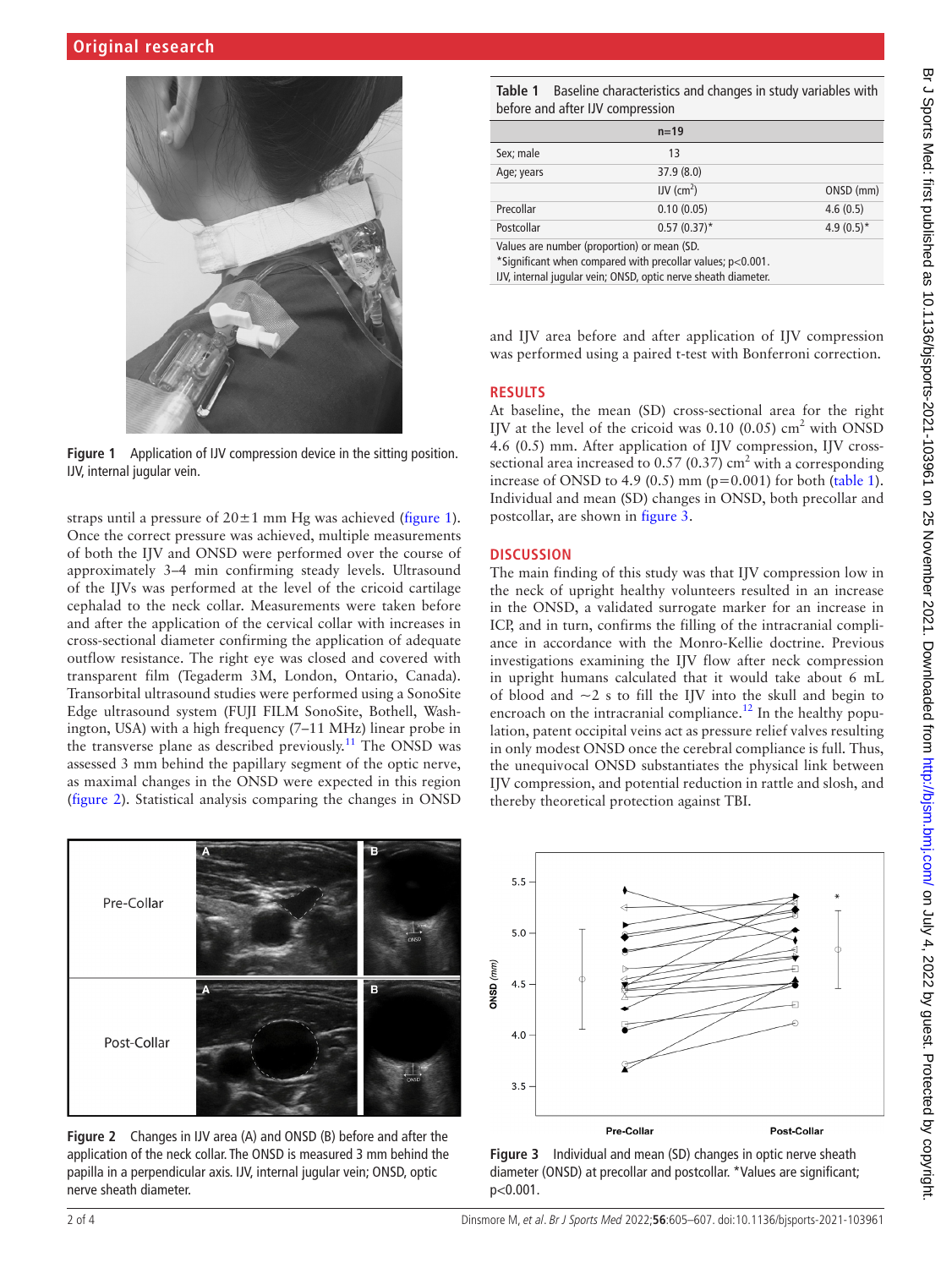Figure 1 Application of IJV compression device in the sitting position. IJV, internal jugular vein.

straps until a pressure of 20±1 mm Hg was achieved (figure 1). Once the correct pressure was achieved, multiple measurements of both the IJV and ONSD were performed over the course of approximately 3–4 min confirming steady levels. Ultrasound of the IJVs was performed at the level of the cricoid cartilage cephalad to the neck collar. Measurements were taken before and after the application of the cervical collar with increases in cross-sectional diameter confirming the application of adequate outflow resistance. The right eye was closed and covered with transparent film (Tegaderm 3M, London, Ontario, Canada). Transorbital ultrasound studies were performed using a SonoSite Edge ultrasound system (FUJI FILM SonoSite, Bothell, Washington, USA) with a high frequency (7–11 MHz) linear probe in the transverse plane as described previously.[11] The ONSD was assessed 3 mm behind the papillary segment of the optic nerve, as maximal changes in the ONSD were expected in this region (figure 2). Statistical analysis comparing the changes in ONSD and IJV area before and after application of IJV compression was performed using a paired t-test with Bonferroni correction.

**Table 1** Baseline characteristics and changes in study variables with before and after IJV compression

| | n=19 | |
|---|---|---|
| Sex; male | 13 | |
| Age; years | 37.9 (8.0) | |
| | IJV ($cm^2$) | ONSD (mm) |
| Precollar | 0.10 (0.05) | 4.6 (0.5) |
| Postcollar | 0.57 (0.37)* | 4.9 (0.5)* |

Values are number (proportion) or mean (SD.
*Significant when compared with precollar values; p<0.001.
IJV, internal jugular vein; ONSD, optic nerve sheath diameter.

## RESULTS

At baseline, the mean (SD) cross-sectional area for the right IJV at the level of the cricoid was 0.10 (0.05) $cm^2$ with ONSD 4.6 (0.5) mm. After application of IJV compression, IJV cross-sectional area increased to 0.57 (0.37) $cm^2$ with a corresponding increase of ONSD to 4.9 (0.5) mm (p=0.001) for both (table 1). Individual and mean (SD) changes in ONSD, both precollar and postcollar, are shown in figure 3.

## DISCUSSION

The main finding of this study was that IJV compression low in the neck of upright healthy volunteers resulted in an increase in the ONSD, a validated surrogate marker for an increase in ICP, and in turn, confirms the filling of the intracranial compliance in accordance with the Monro-Kellie doctrine. Previous investigations examining the IJV flow after neck compression in upright humans calculated that it would take about 6 mL of blood and ~2 s to fill the IJV into the skull and begin to encroach on the intracranial compliance.[12] In the healthy population, patent occipital veins act as pressure relief valves resulting in only modest ONSD once the cerebral compliance is full. Thus, the unequivocal ONSD substantiates the physical link between IJV compression, and potential reduction in rattle and slosh, and thereby theoretical protection against TBI.

Figure 2 Changes in IJV area (A) and ONSD (B) before and after the application of the neck collar. The ONSD is measured 3 mm behind the papilla in a perpendicular axis. IJV, internal jugular vein; ONSD, optic nerve sheath diameter.

Figure 3 Individual and mean (SD) changes in optic nerve sheath diameter (ONSD) at precollar and postcollar. *Values are significant; p<0.001.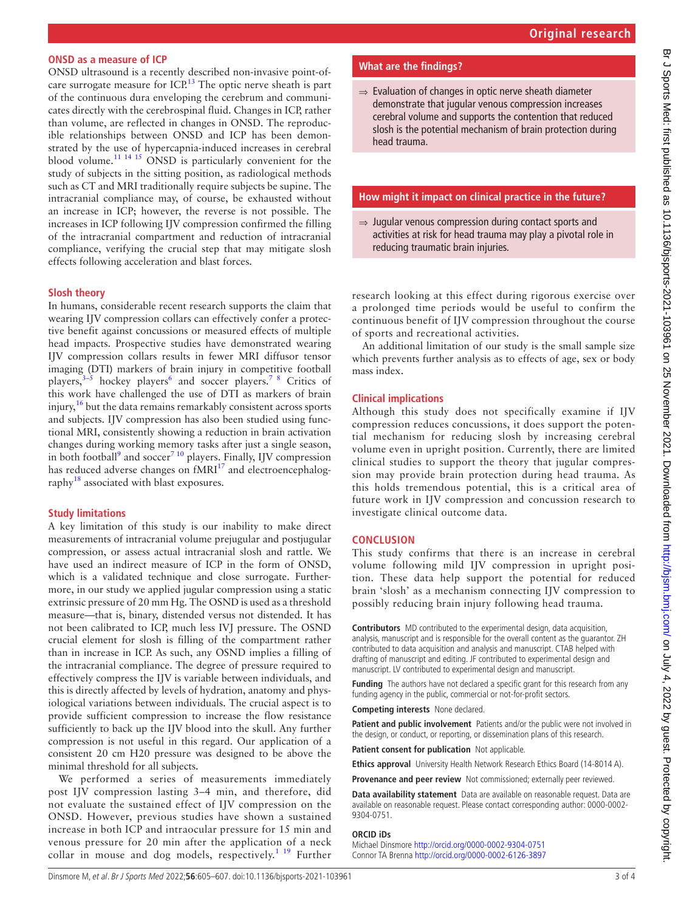### ONSD as a measure of ICP

ONSD ultrasound is a recently described non-invasive point-of-care surrogate measure for ICP.[13] The optic nerve sheath is part of the continuous dura enveloping the cerebrum and communicates directly with the cerebrospinal fluid. Changes in ICP, rather than volume, are reflected in changes in ONSD. The reproducible relationships between ONSD and ICP has been demonstrated by the use of hypercapnia-induced increases in cerebral blood volume.[11 14 15] ONSD is particularly convenient for the study of subjects in the sitting position, as radiological methods such as CT and MRI traditionally require subjects be supine. The intracranial compliance may, of course, be exhausted without an increase in ICP; however, the reverse is not possible. The increases in ICP following IJV compression confirmed the filling of the intracranial compartment and reduction of intracranial compliance, verifying the crucial step that may mitigate slosh effects following acceleration and blast forces.

### Slosh theory

In humans, considerable recent research supports the claim that wearing IJV compression collars can effectively confer a protective benefit against concussions or measured effects of multiple head impacts. Prospective studies have demonstrated wearing IJV compression collars results in fewer MRI diffusor tensor imaging (DTI) markers of brain injury in competitive football players,[3–5] hockey players[6] and soccer players.[7 8] Critics of this work have challenged the use of DTI as markers of brain injury,[16] but the data remains remarkably consistent across sports and subjects. IJV compression has also been studied using functional MRI, consistently showing a reduction in brain activation changes during working memory tasks after just a single season, in both football[9] and soccer[7 10] players. Finally, IJV compression has reduced adverse changes on fMRI[17] and electroencephalography[18] associated with blast exposures.

### Study limitations

A key limitation of this study is our inability to make direct measurements of intracranial volume prejugular and postjugular compression, or assess actual intracranial slosh and rattle. We have used an indirect measure of ICP in the form of ONSD, which is a validated technique and close surrogate. Furthermore, in our study we applied jugular compression using a static extrinsic pressure of 20 mm Hg. The OSND is used as a threshold measure—that is, binary, distended versus not distended. It has not been calibrated to ICP, much less IVJ pressure. The OSND crucial element for slosh is filling of the compartment rather than in increase in ICP. As such, any OSND implies a filling of the intracranial compliance. The degree of pressure required to effectively compress the IJV is variable between individuals, and this is directly affected by levels of hydration, anatomy and physiological variations between individuals. The crucial aspect is to provide sufficient compression to increase the flow resistance sufficiently to back up the IJV blood into the skull. Any further compression is not useful in this regard. Our application of a consistent 20 cm H20 pressure was designed to be above the minimal threshold for all subjects.

We performed a series of measurements immediately post IJV compression lasting 3–4 min, and therefore, did not evaluate the sustained effect of IJV compression on the ONSD. However, previous studies have shown a sustained increase in both ICP and intraocular pressure for 15 min and venous pressure for 20 min after the application of a neck collar in mouse and dog models, respectively.[1 19] Further research looking at this effect during rigorous exercise over a prolonged time periods would be useful to confirm the continuous benefit of IJV compression throughout the course of sports and recreational activities.

An additional limitation of our study is the small sample size which prevents further analysis as to effects of age, sex or body mass index.

**What are the findings?**

⇒ Evaluation of changes in optic nerve sheath diameter demonstrate that jugular venous compression increases cerebral volume and supports the contention that reduced slosh is the potential mechanism of brain protection during head trauma.

**How might it impact on clinical practice in the future?**

⇒ Jugular venous compression during contact sports and activities at risk for head trauma may play a pivotal role in reducing traumatic brain injuries.

### Clinical implications

Although this study does not specifically examine if IJV compression reduces concussions, it does support the potential mechanism for reducing slosh by increasing cerebral volume even in upright position. Currently, there are limited clinical studies to support the theory that jugular compression may provide brain protection during head trauma. As this holds tremendous potential, this is a critical area of future work in IJV compression and concussion research to investigate clinical outcome data.

## CONCLUSION

This study confirms that there is an increase in cerebral volume following mild IJV compression in upright position. These data help support the potential for reduced brain 'slosh' as a mechanism connecting IJV compression to possibly reducing brain injury following head trauma.

**Contributors** MD contributed to the experimental design, data acquisition, analysis, manuscript and is responsible for the overall content as the guarantor. ZH contributed to data acquisition and analysis and manuscript. CTAB helped with drafting of manuscript and editing. JF contributed to experimental design and manuscript. LV contributed to experimental design and manuscript.

**Funding** The authors have not declared a specific grant for this research from any funding agency in the public, commercial or not-for-profit sectors.

**Competing interests** None declared.

**Patient and public involvement** Patients and/or the public were not involved in the design, or conduct, or reporting, or dissemination plans of this research.

**Patient consent for publication** Not applicable.

**Ethics approval** University Health Network Research Ethics Board (14-8014 A).

**Provenance and peer review** Not commissioned; externally peer reviewed.

**Data availability statement** Data are available on reasonable request. Data are available on reasonable request. Please contact corresponding author: 0000-0002-9304-0751.

**ORCID iDs**

Michael Dinsmore http://orcid.org/0000-0002-9304-0751
Connor TA Brenna http://orcid.org/0000-0002-6126-3897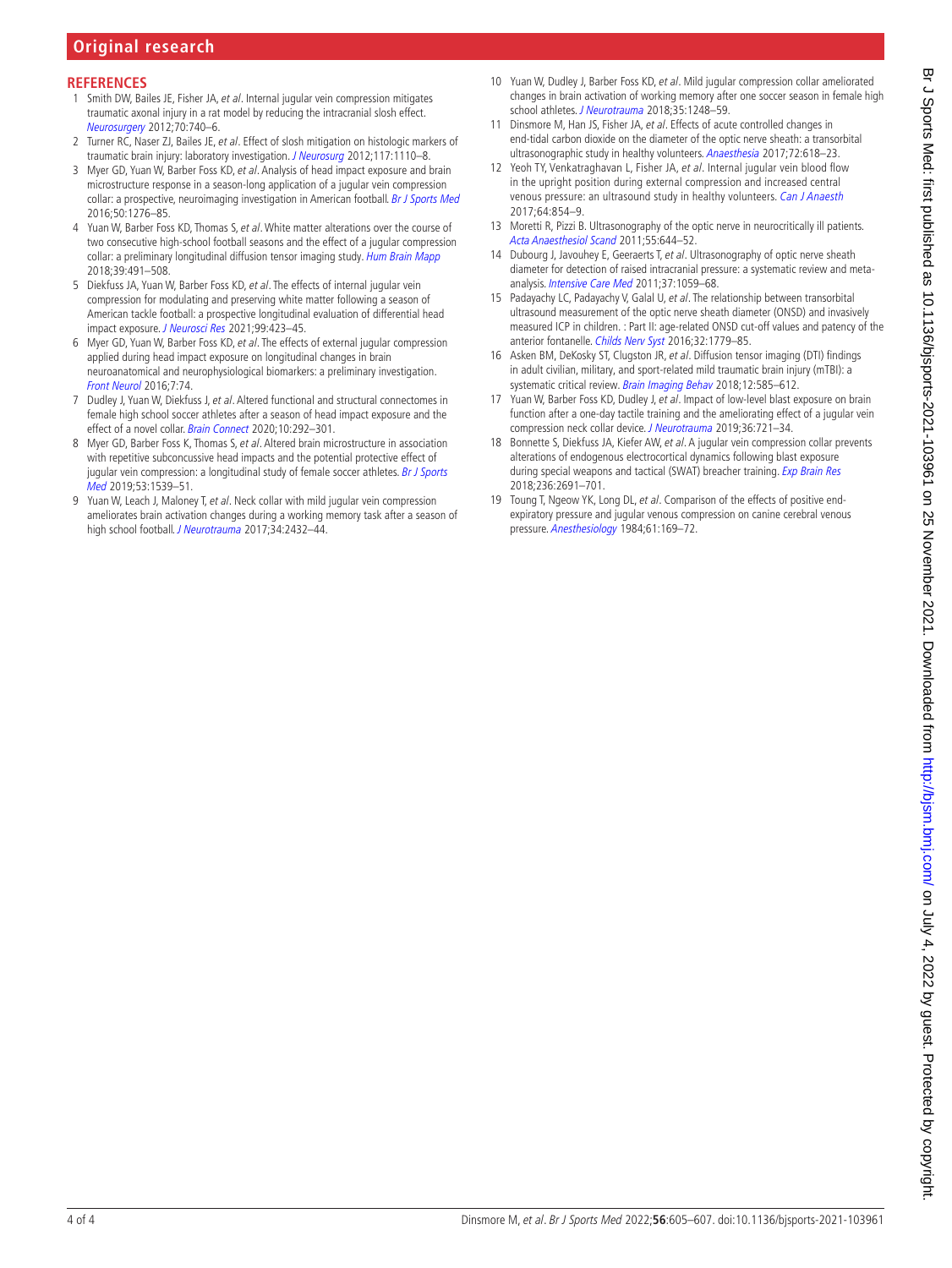## REFERENCES

1. Smith DW, Bailes JE, Fisher JA, *et al*. Internal jugular vein compression mitigates traumatic axonal injury in a rat model by reducing the intracranial slosh effect. *Neurosurgery* 2012;70:740–6.
2. Turner RC, Naser ZJ, Bailes JE, *et al*. Effect of slosh mitigation on histologic markers of traumatic brain injury: laboratory investigation. *J Neurosurg* 2012;117:1110–8.
3. Myer GD, Yuan W, Barber Foss KD, *et al*. Analysis of head impact exposure and brain microstructure response in a season-long application of a jugular vein compression collar: a prospective, neuroimaging investigation in American football. *Br J Sports Med* 2016;50:1276–85.
4. Yuan W, Barber Foss KD, Thomas S, *et al*. White matter alterations over the course of two consecutive high-school football seasons and the effect of a jugular compression collar: a preliminary longitudinal diffusion tensor imaging study. *Hum Brain Mapp* 2018;39:491–508.
5. Diekfuss JA, Yuan W, Barber Foss KD, *et al*. The effects of internal jugular vein compression for modulating and preserving white matter following a season of American tackle football: a prospective longitudinal evaluation of differential head impact exposure. *J Neurosci Res* 2021;99:423–45.
6. Myer GD, Yuan W, Barber Foss KD, *et al*. The effects of external jugular compression applied during head impact exposure on longitudinal changes in brain neuroanatomical and neurophysiological biomarkers: a preliminary investigation. *Front Neurol* 2016;7:74.
7. Dudley J, Yuan W, Diekfuss J, *et al*. Altered functional and structural connectomes in female high school soccer athletes after a season of head impact exposure and the effect of a novel collar. *Brain Connect* 2020;10:292–301.
8. Myer GD, Barber Foss K, Thomas S, *et al*. Altered brain microstructure in association with repetitive subconcussive head impacts and the potential protective effect of jugular vein compression: a longitudinal study of female soccer athletes. *Br J Sports Med* 2019;53:1539–51.
9. Yuan W, Leach J, Maloney T, *et al*. Neck collar with mild jugular vein compression ameliorates brain activation changes during a working memory task after a season of high school football. *J Neurotrauma* 2017;34:2432–44.
10. Yuan W, Dudley J, Barber Foss KD, *et al*. Mild jugular compression collar ameliorated changes in brain activation of working memory after one soccer season in female high school athletes. *J Neurotrauma* 2018;35:1248–59.
11. Dinsmore M, Han JS, Fisher JA, *et al*. Effects of acute controlled changes in end-tidal carbon dioxide on the diameter of the optic nerve sheath: a transorbital ultrasonographic study in healthy volunteers. *Anaesthesia* 2017;72:618–23.
12. Yeoh TY, Venkatraghavan L, Fisher JA, *et al*. Internal jugular vein blood flow in the upright position during external compression and increased central venous pressure: an ultrasound study in healthy volunteers. *Can J Anaesth* 2017;64:854–9.
13. Moretti R, Pizzi B. Ultrasonography of the optic nerve in neurocritically ill patients. *Acta Anaesthesiol Scand* 2011;55:644–52.
14. Dubourg J, Javouhey E, Geeraerts T, *et al*. Ultrasonography of optic nerve sheath diameter for detection of raised intracranial pressure: a systematic review and meta-analysis. *Intensive Care Med* 2011;37:1059–68.
15. Padayachy LC, Padayachy V, Galal U, *et al*. The relationship between transorbital ultrasound measurement of the optic nerve sheath diameter (ONSD) and invasively measured ICP in children. : Part II: age-related ONSD cut-off values and patency of the anterior fontanelle. *Childs Nerv Syst* 2016;32:1779–85.
16. Asken BM, DeKosky ST, Clugston JR, *et al*. Diffusion tensor imaging (DTI) findings in adult civilian, military, and sport-related mild traumatic brain injury (mTBI): a systematic critical review. *Brain Imaging Behav* 2018;12:585–612.
17. Yuan W, Barber Foss KD, Dudley J, *et al*. Impact of low-level blast exposure on brain function after a one-day tactile training and the ameliorating effect of a jugular vein compression neck collar device. *J Neurotrauma* 2019;36:721–34.
18. Bonnette S, Diekfuss JA, Kiefer AW, *et al*. A jugular vein compression collar prevents alterations of endogenous electrocortical dynamics following blast exposure during special weapons and tactical (SWAT) breacher training. *Exp Brain Res* 2018;236:2691–701.
19. Toung T, Ngeow YK, Long DL, *et al*. Comparison of the effects of positive end-expiratory pressure and jugular venous compression on canine cerebral venous pressure. *Anesthesiology* 1984;61:169–72.